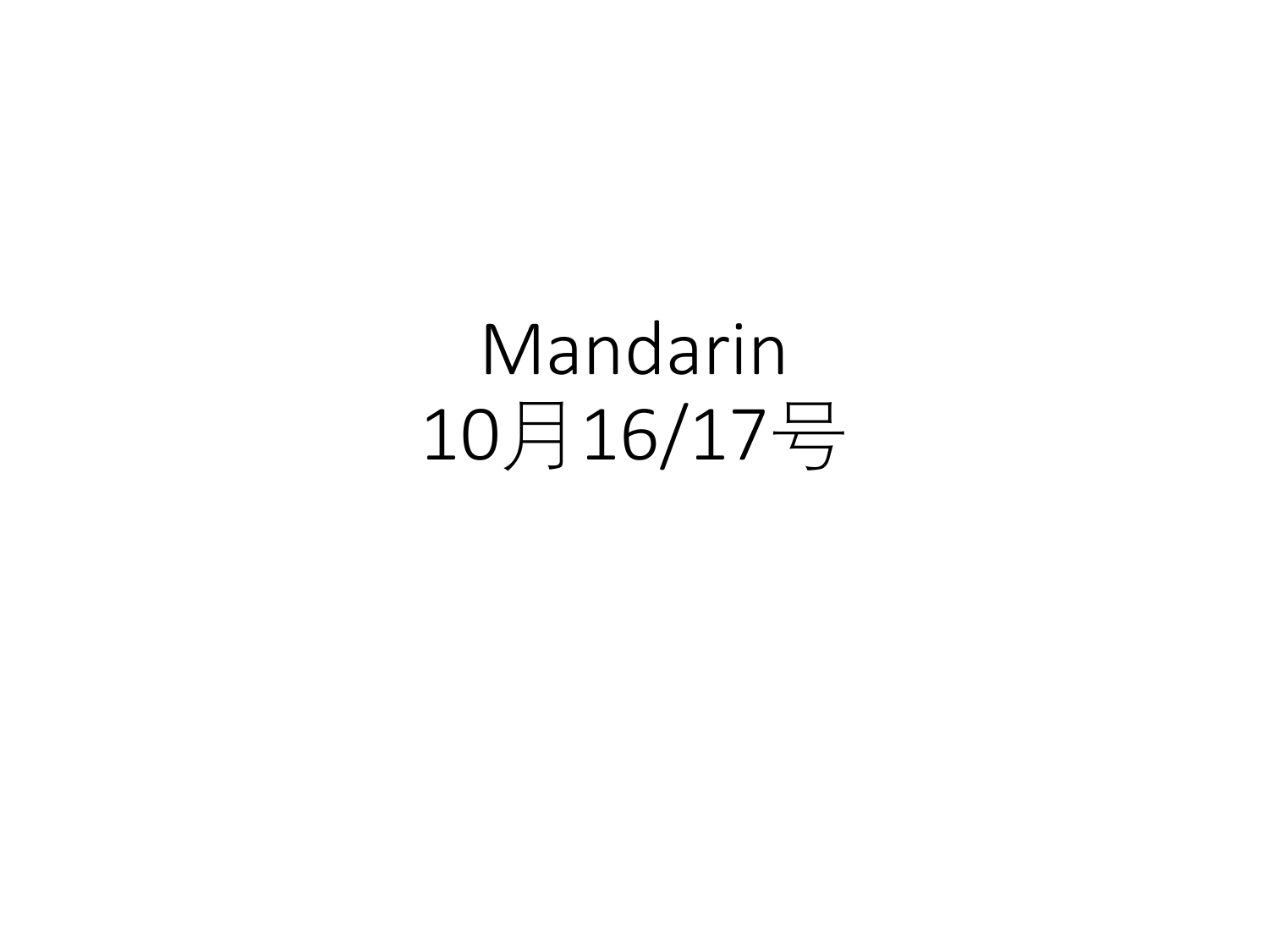# Mandarin
# 10月16/17号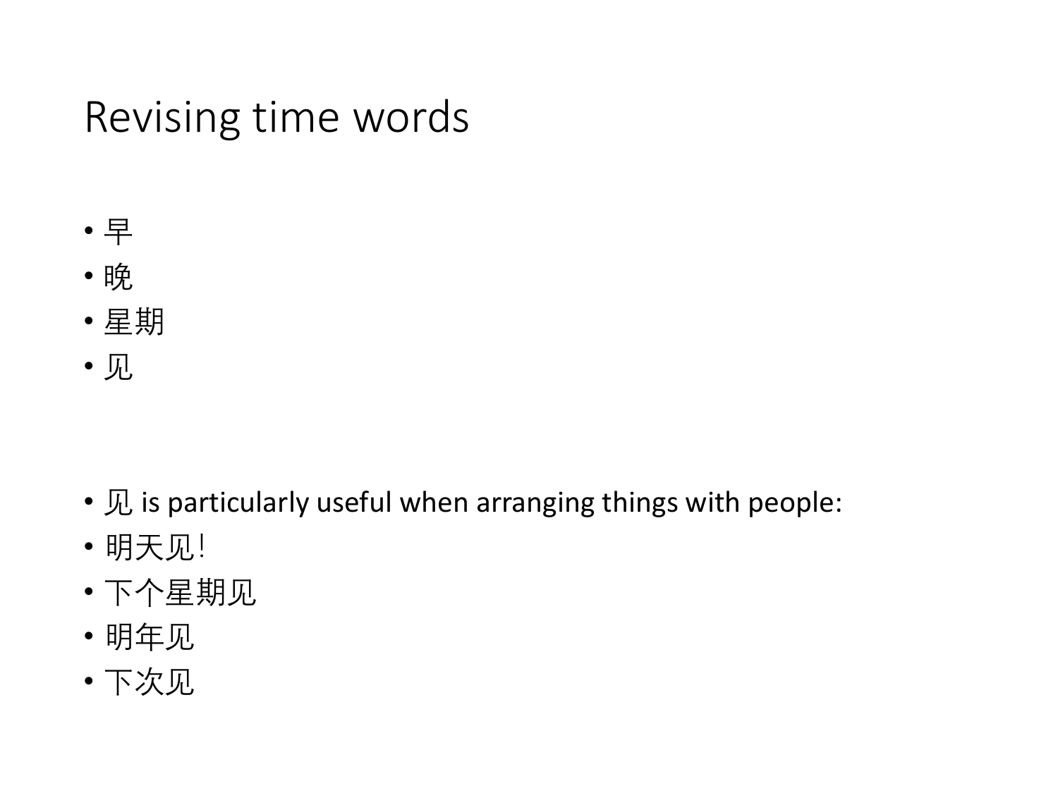# Revising time words

- 早
- 晚
- 星期
- 见

- 见 is particularly useful when arranging things with people:
- 明天见!
- 下个星期见
- 明年见
- 下次见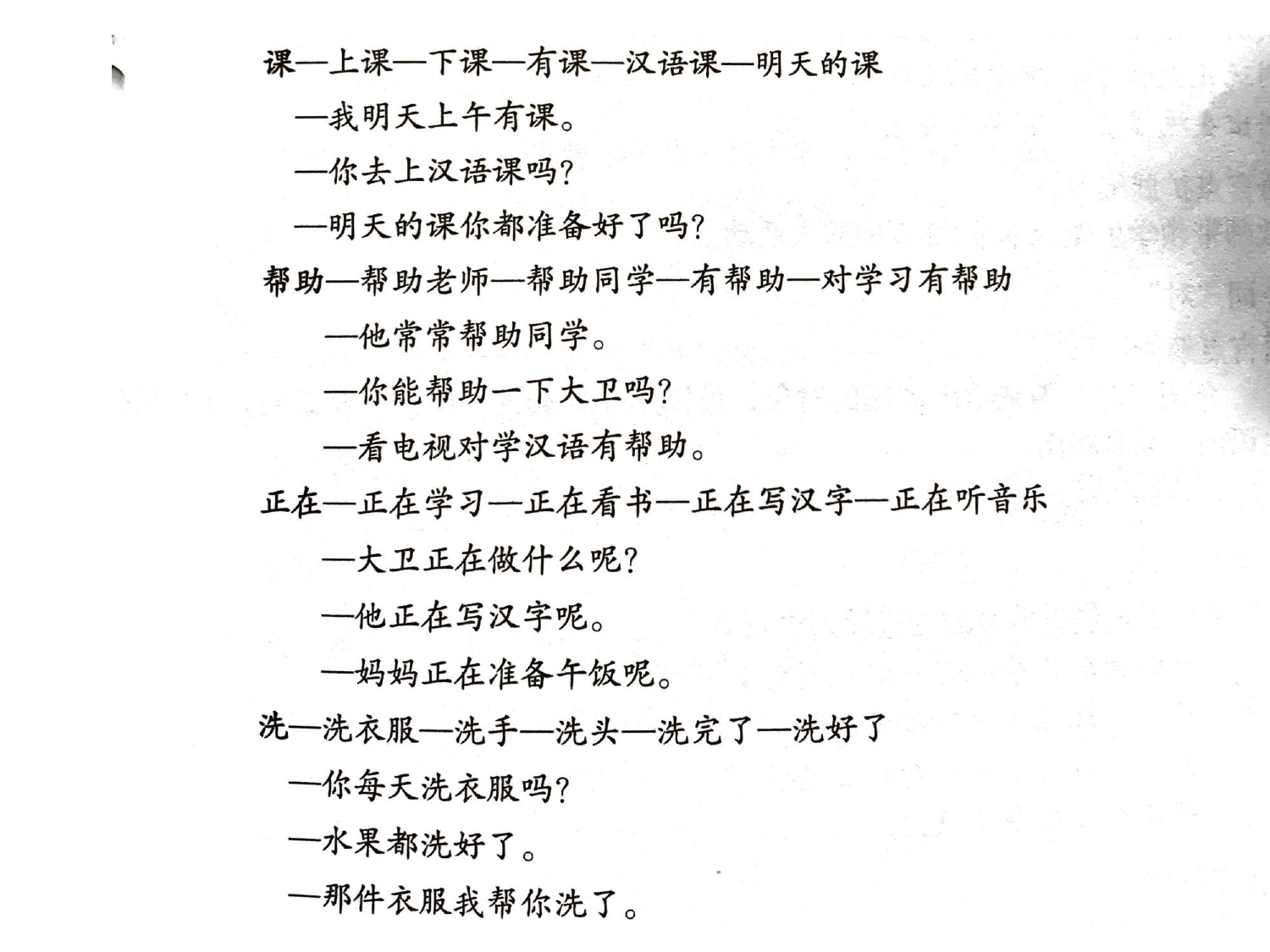课—上课—下课—有课—汉语课—明天的课

—我明天上午有课。

—你去上汉语课吗?

—明天的课你都准备好了吗?

帮助—帮助老师—帮助同学—有帮助—对学习有帮助

—他常常帮助同学。

—你能帮助一下大卫吗?

—看电视对学汉语有帮助。

正在—正在学习—正在看书—正在写汉字—正在听音乐

—大卫正在做什么呢?

—他正在写汉字呢。

—妈妈正在准备午饭呢。

洗—洗衣服—洗手—洗头—洗完了—洗好了

—你每天洗衣服吗?

—水果都洗好了。

—那件衣服我帮你洗了。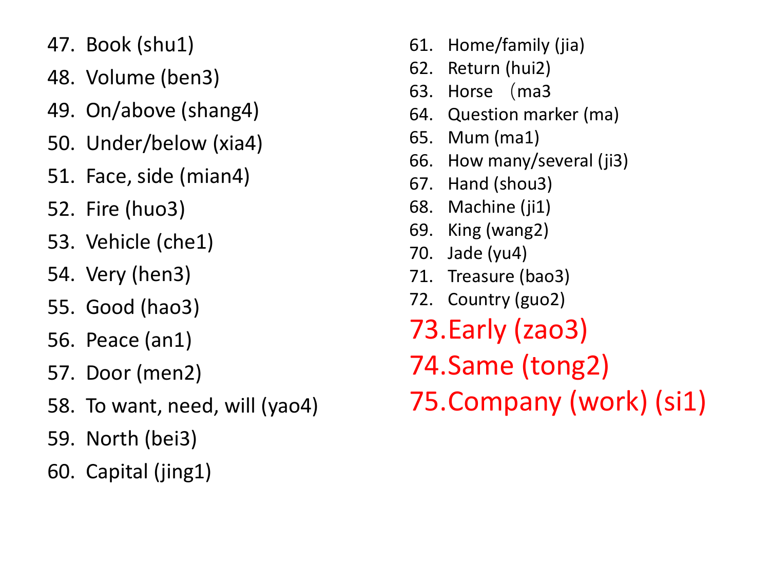47. Book (shu1)
48. Volume (ben3)
49. On/above (shang4)
50. Under/below (xia4)
51. Face, side (mian4)
52. Fire (huo3)
53. Vehicle (che1)
54. Very (hen3)
55. Good (hao3)
56. Peace (an1)
57. Door (men2)
58. To want, need, will (yao4)
59. North (bei3)
60. Capital (jing1)
61. Home/family (jia)
62. Return (hui2)
63. Horse （ma3
64. Question marker (ma)
65. Mum (ma1)
66. How many/several (ji3)
67. Hand (shou3)
68. Machine (ji1)
69. King (wang2)
70. Jade (yu4)
71. Treasure (bao3)
72. Country (guo2)
73. Early (zao3)
74. Same (tong2)
75. Company (work) (si1)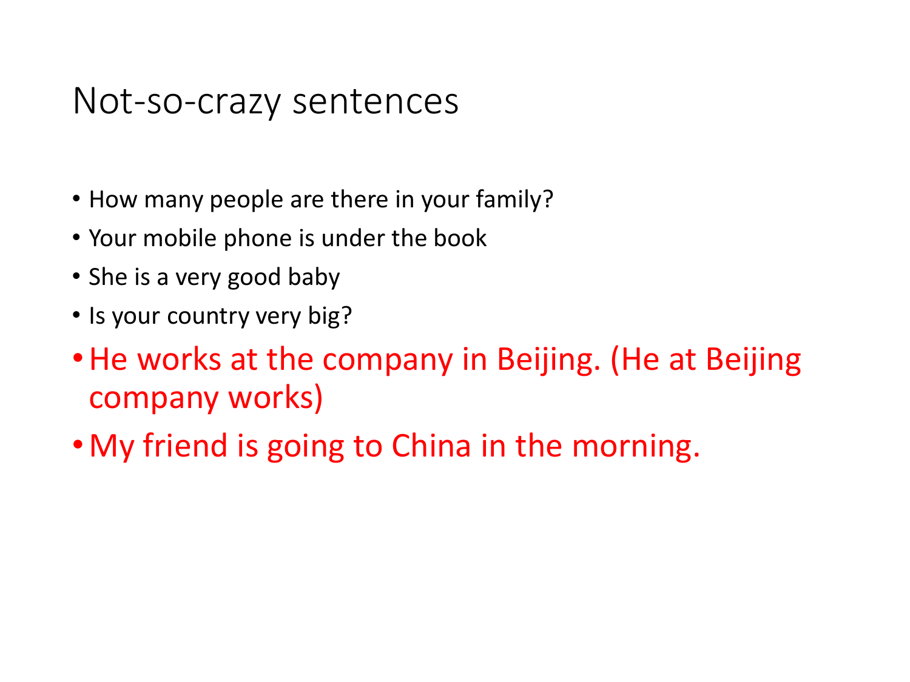# Not-so-crazy sentences

- How many people are there in your family?
- Your mobile phone is under the book
- She is a very good baby
- Is your country very big?
- He works at the company in Beijing. (He at Beijing company works)
- My friend is going to China in the morning.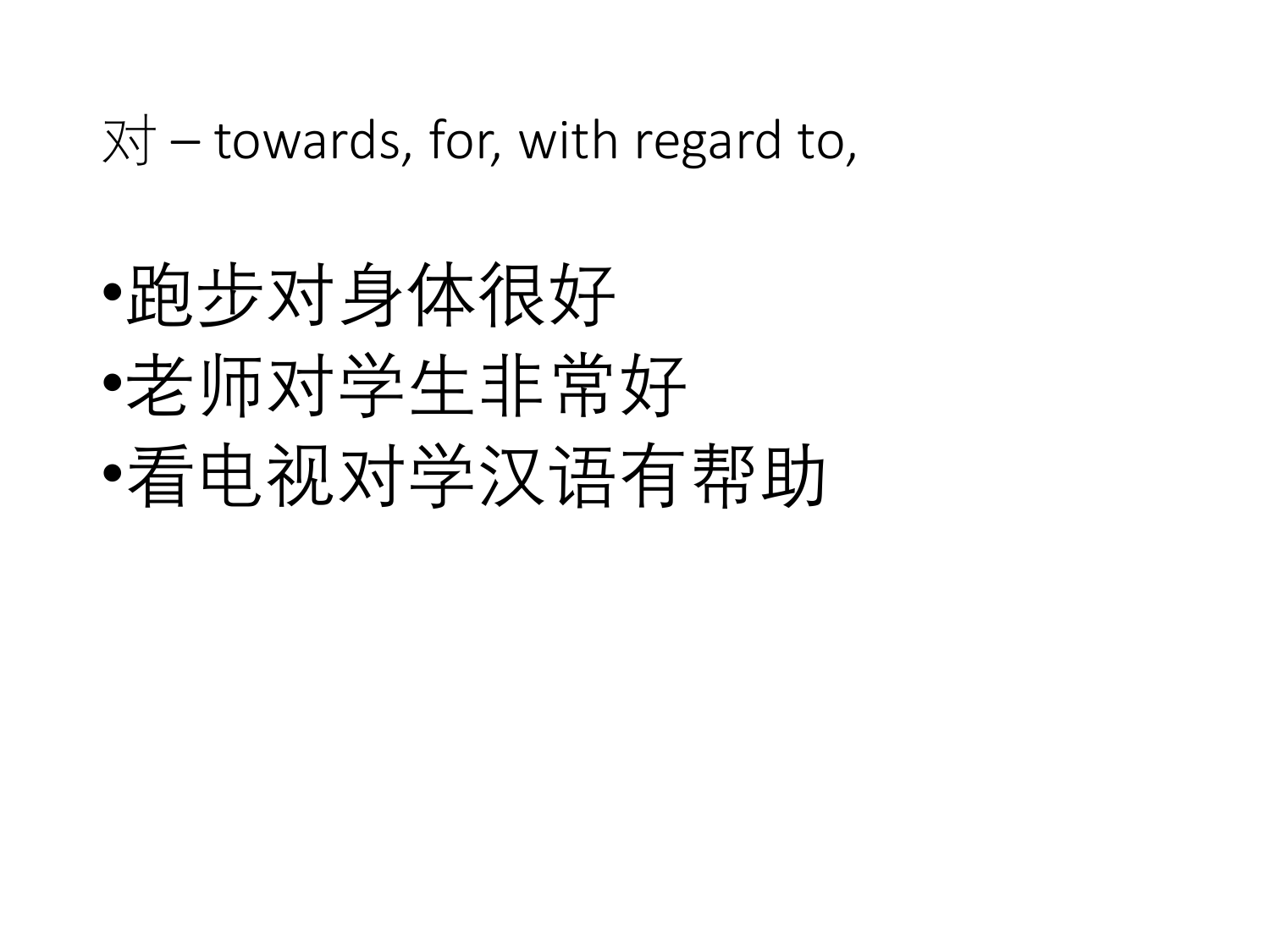## 对 – towards, for, with regard to,

- 跑步对身体很好
- 老师对学生非常好
- 看电视对学汉语有帮助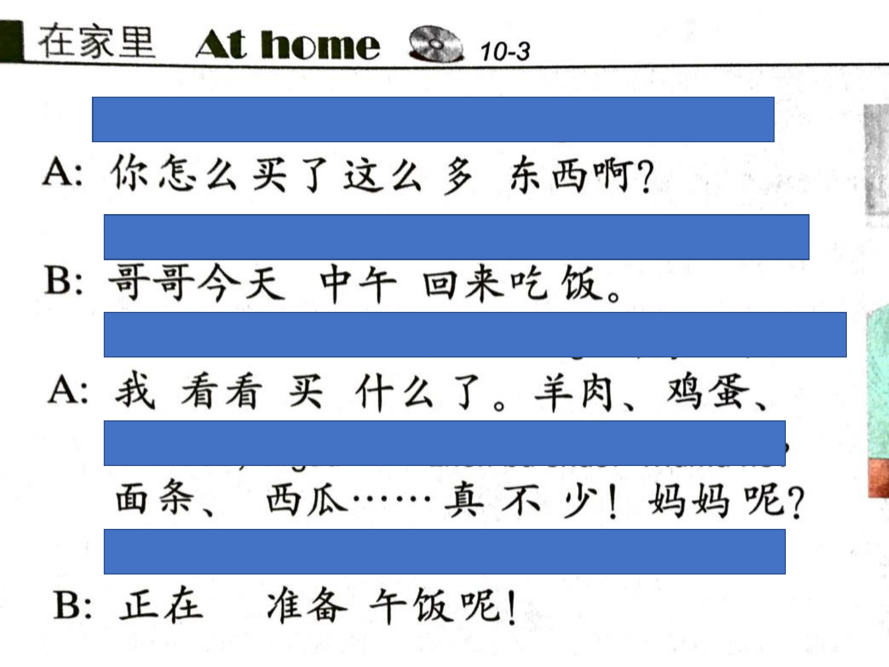## 在家里 At home 10-3

A: 你怎么买了这么多 东西啊?

B: 哥哥今天 中午 回来吃饭。

A: 我 看看 买 什么了。羊肉、鸡蛋、面条、 西瓜……真 不 少! 妈妈 呢?

B: 正在 准备 午饭呢!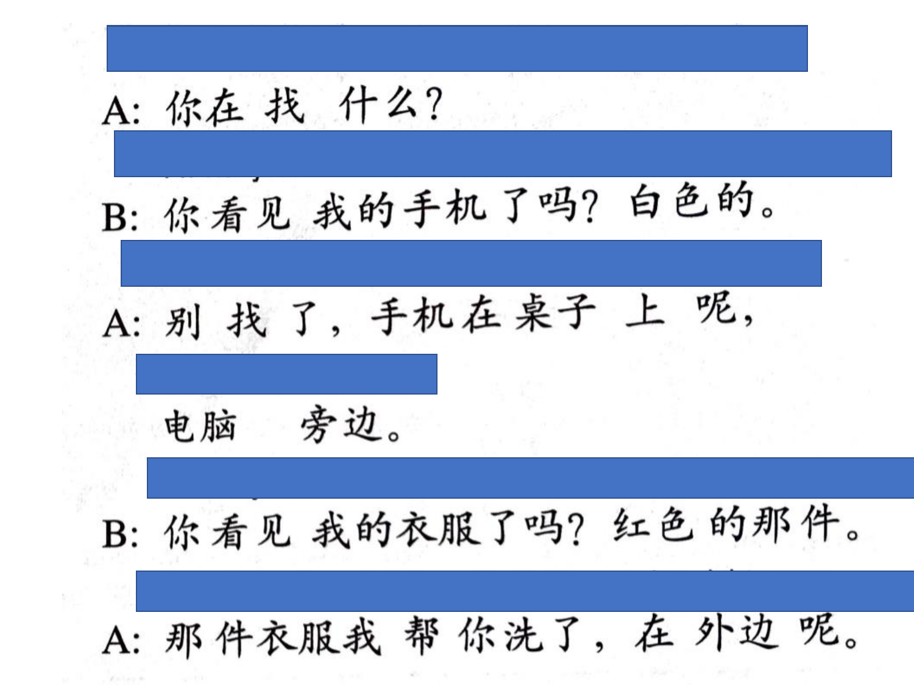A: 你在找什么？

B: 你看见我的手机了吗？白色的。

A: 别找了，手机在桌子上呢，

电脑旁边。

B: 你看见我的衣服了吗？红色的那件。

A: 那件衣服我帮你洗了，在外边呢。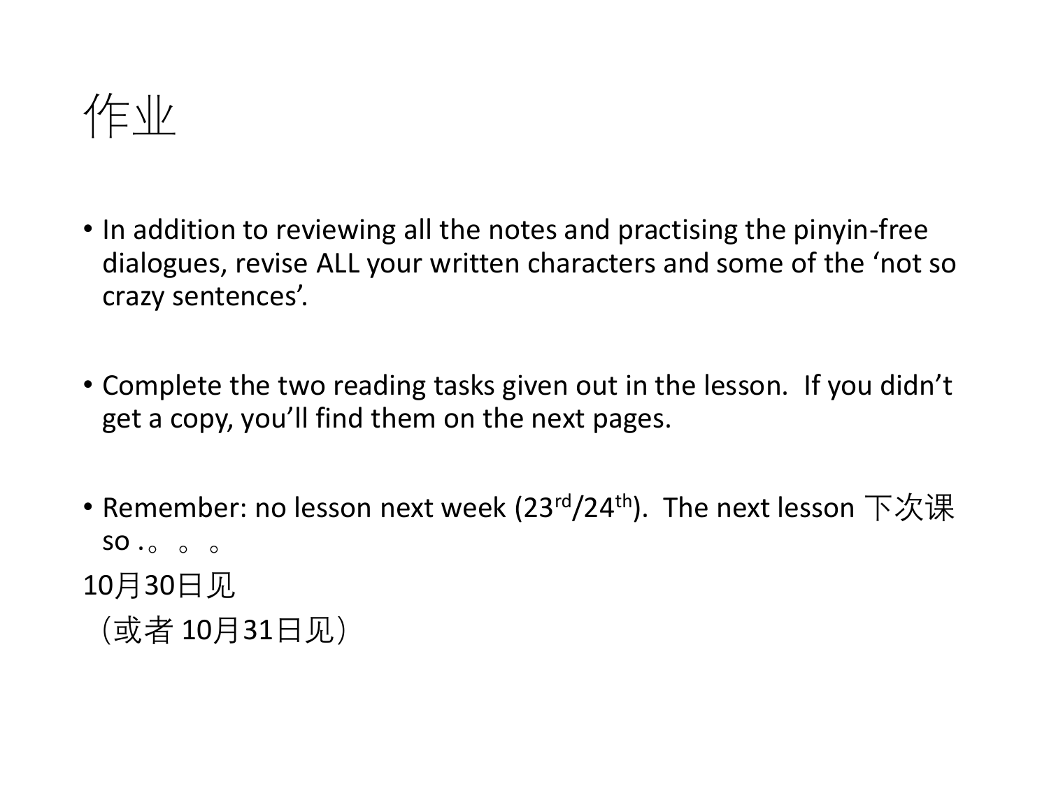# 作业

- In addition to reviewing all the notes and practising the pinyin-free dialogues, revise ALL your written characters and some of the 'not so crazy sentences'.

- Complete the two reading tasks given out in the lesson. If you didn't get a copy, you'll find them on the next pages.

- Remember: no lesson next week (23rd/24th). The next lesson 下次课 so .。 。 。

10月30日见

（或者 10月31日见）